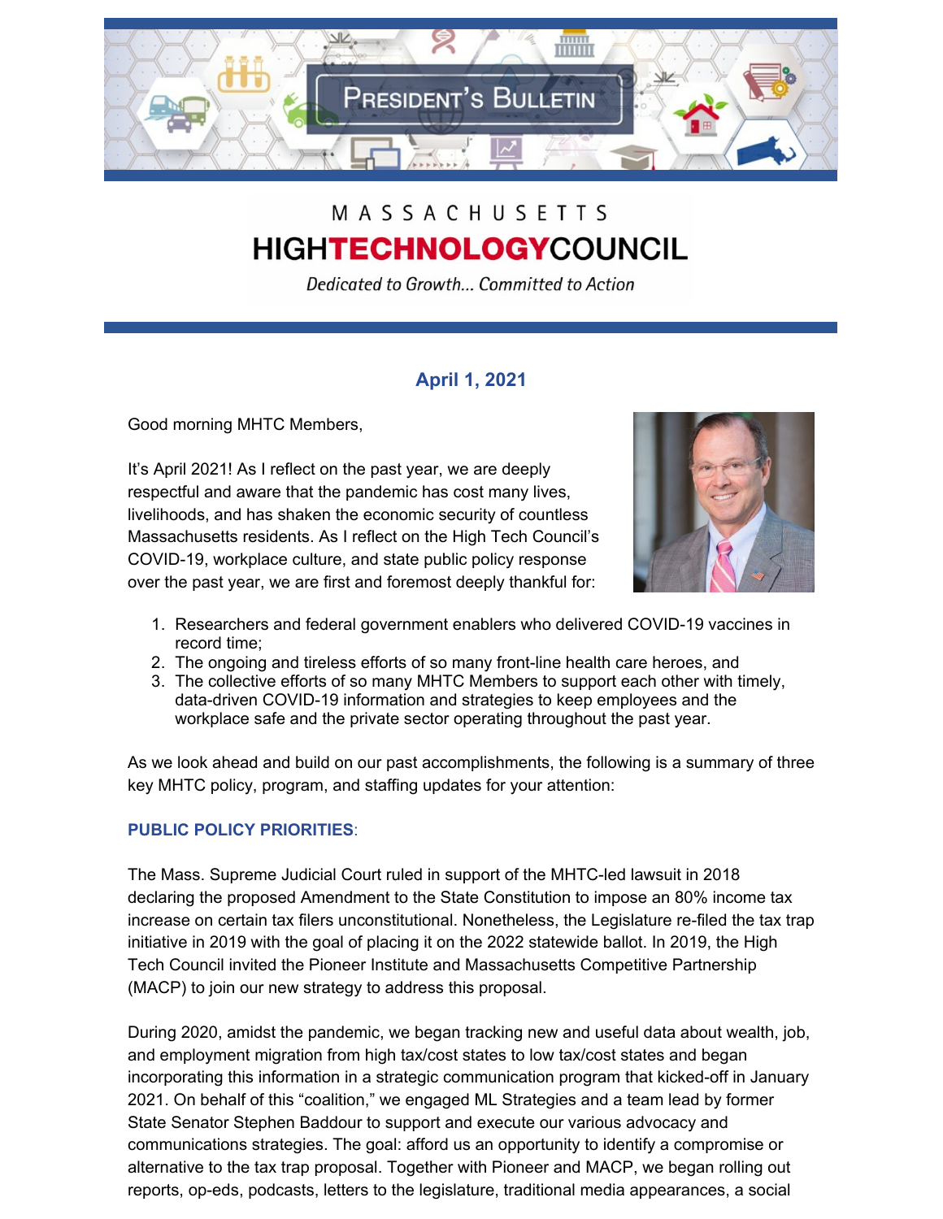# PRESIDENT'S BULLETIN

MASSACHUSETTS
**HIGHTECHNOLOGYCOUNCIL**

*Dedicated to Growth... Committed to Action*

## April 1, 2021

Good morning MHTC Members,

It's April 2021! As I reflect on the past year, we are deeply respectful and aware that the pandemic has cost many lives, livelihoods, and has shaken the economic security of countless Massachusetts residents. As I reflect on the High Tech Council's COVID-19, workplace culture, and state public policy response over the past year, we are first and foremost deeply thankful for:

1. Researchers and federal government enablers who delivered COVID-19 vaccines in record time;
2. The ongoing and tireless efforts of so many front-line health care heroes, and
3. The collective efforts of so many MHTC Members to support each other with timely, data-driven COVID-19 information and strategies to keep employees and the workplace safe and the private sector operating throughout the past year.

As we look ahead and build on our past accomplishments, the following is a summary of three key MHTC policy, program, and staffing updates for your attention:

### PUBLIC POLICY PRIORITIES:

The Mass. Supreme Judicial Court ruled in support of the MHTC-led lawsuit in 2018 declaring the proposed Amendment to the State Constitution to impose an 80% income tax increase on certain tax filers unconstitutional. Nonetheless, the Legislature re-filed the tax trap initiative in 2019 with the goal of placing it on the 2022 statewide ballot. In 2019, the High Tech Council invited the Pioneer Institute and Massachusetts Competitive Partnership (MACP) to join our new strategy to address this proposal.

During 2020, amidst the pandemic, we began tracking new and useful data about wealth, job, and employment migration from high tax/cost states to low tax/cost states and began incorporating this information in a strategic communication program that kicked-off in January 2021. On behalf of this "coalition," we engaged ML Strategies and a team lead by former State Senator Stephen Baddour to support and execute our various advocacy and communications strategies. The goal: afford us an opportunity to identify a compromise or alternative to the tax trap proposal. Together with Pioneer and MACP, we began rolling out reports, op-eds, podcasts, letters to the legislature, traditional media appearances, a social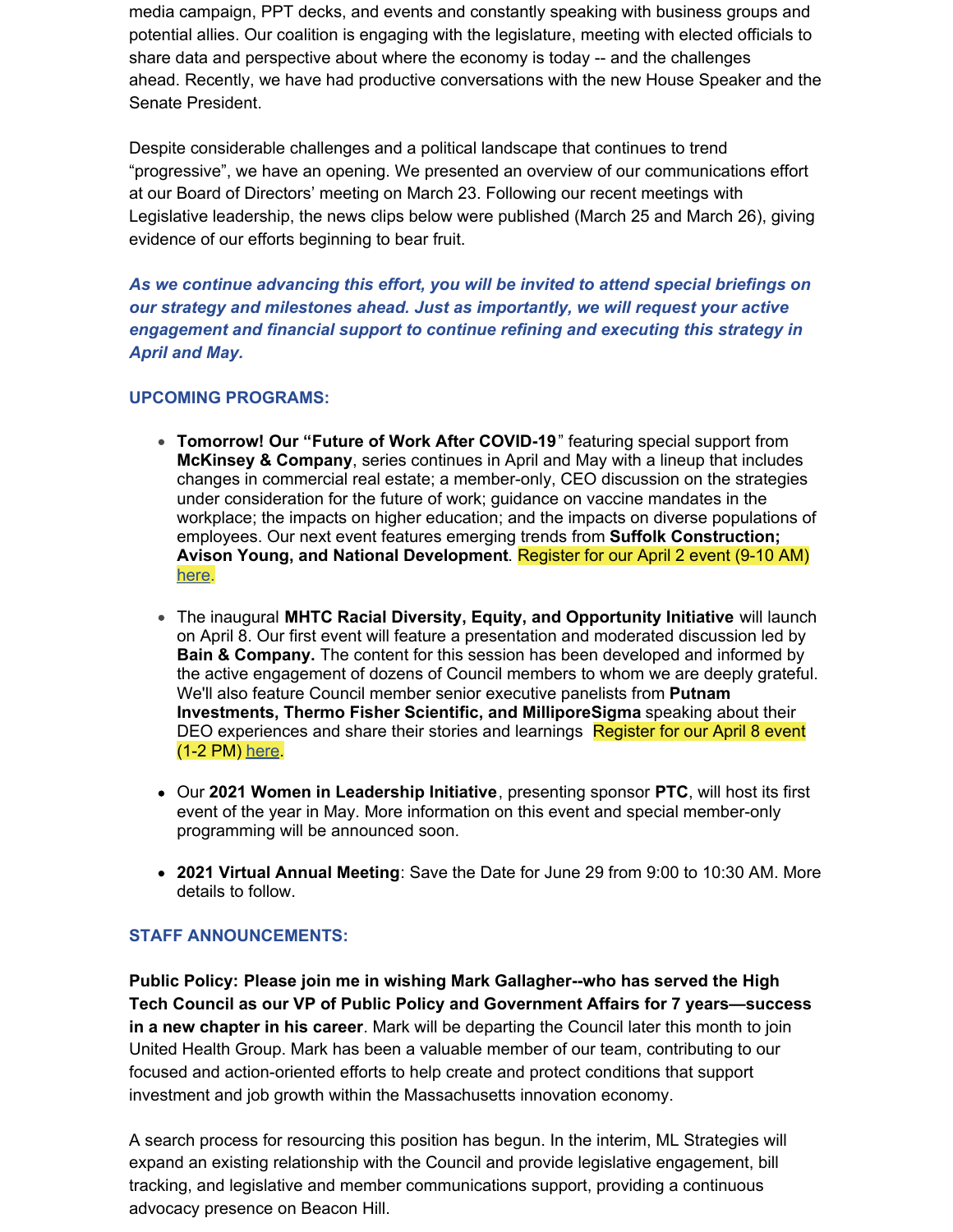media campaign, PPT decks, and events and constantly speaking with business groups and potential allies. Our coalition is engaging with the legislature, meeting with elected officials to share data and perspective about where the economy is today -- and the challenges ahead. Recently, we have had productive conversations with the new House Speaker and the Senate President.

Despite considerable challenges and a political landscape that continues to trend "progressive", we have an opening. We presented an overview of our communications effort at our Board of Directors' meeting on March 23. Following our recent meetings with Legislative leadership, the news clips below were published (March 25 and March 26), giving evidence of our efforts beginning to bear fruit.

***As we continue advancing this effort, you will be invited to attend special briefings on our strategy and milestones ahead. Just as importantly, we will request your active engagement and financial support to continue refining and executing this strategy in April and May.***

**UPCOMING PROGRAMS:**

- **Tomorrow! Our "Future of Work After COVID-19**" featuring special support from **McKinsey & Company**, series continues in April and May with a lineup that includes changes in commercial real estate; a member-only, CEO discussion on the strategies under consideration for the future of work; guidance on vaccine mandates in the workplace; the impacts on higher education; and the impacts on diverse populations of employees. Our next event features emerging trends from **Suffolk Construction; Avison Young, and National Development**. Register for our April 2 event (9-10 AM) here.

- The inaugural **MHTC Racial Diversity, Equity, and Opportunity Initiative** will launch on April 8. Our first event will feature a presentation and moderated discussion led by **Bain & Company.** The content for this session has been developed and informed by the active engagement of dozens of Council members to whom we are deeply grateful. We'll also feature Council member senior executive panelists from **Putnam Investments, Thermo Fisher Scientific, and MilliporeSigma** speaking about their DEO experiences and share their stories and learnings  Register for our April 8 event (1-2 PM) here.

- Our **2021 Women in Leadership Initiative**, presenting sponsor **PTC**, will host its first event of the year in May. More information on this event and special member-only programming will be announced soon.

- **2021 Virtual Annual Meeting**: Save the Date for June 29 from 9:00 to 10:30 AM. More details to follow.

**STAFF ANNOUNCEMENTS:**

**Public Policy: Please join me in wishing Mark Gallagher--who has served the High Tech Council as our VP of Public Policy and Government Affairs for 7 years—success in a new chapter in his career**. Mark will be departing the Council later this month to join United Health Group. Mark has been a valuable member of our team, contributing to our focused and action-oriented efforts to help create and protect conditions that support investment and job growth within the Massachusetts innovation economy.

A search process for resourcing this position has begun. In the interim, ML Strategies will expand an existing relationship with the Council and provide legislative engagement, bill tracking, and legislative and member communications support, providing a continuous advocacy presence on Beacon Hill.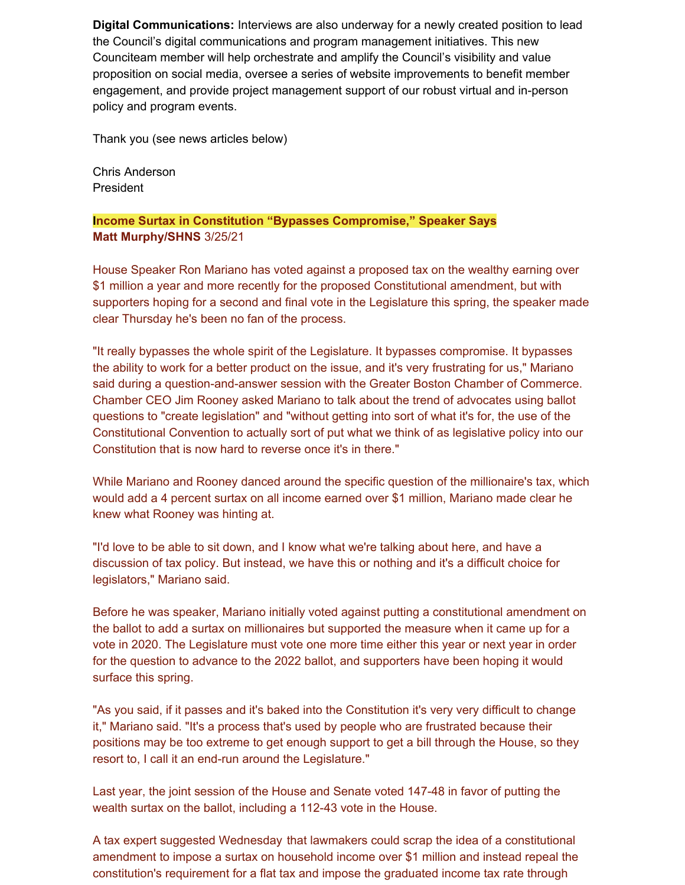**Digital Communications:** Interviews are also underway for a newly created position to lead the Council's digital communications and program management initiatives. This new Counciteam member will help orchestrate and amplify the Council's visibility and value proposition on social media, oversee a series of website improvements to benefit member engagement, and provide project management support of our robust virtual and in-person policy and program events.

Thank you (see news articles below)

Chris Anderson
President

**Income Surtax in Constitution "Bypasses Compromise," Speaker Says**
**Matt Murphy/SHNS** 3/25/21

House Speaker Ron Mariano has voted against a proposed tax on the wealthy earning over $1 million a year and more recently for the proposed Constitutional amendment, but with supporters hoping for a second and final vote in the Legislature this spring, the speaker made clear Thursday he's been no fan of the process.

"It really bypasses the whole spirit of the Legislature. It bypasses compromise. It bypasses the ability to work for a better product on the issue, and it's very frustrating for us," Mariano said during a question-and-answer session with the Greater Boston Chamber of Commerce. Chamber CEO Jim Rooney asked Mariano to talk about the trend of advocates using ballot questions to "create legislation" and "without getting into sort of what it's for, the use of the Constitutional Convention to actually sort of put what we think of as legislative policy into our Constitution that is now hard to reverse once it's in there."

While Mariano and Rooney danced around the specific question of the millionaire's tax, which would add a 4 percent surtax on all income earned over $1 million, Mariano made clear he knew what Rooney was hinting at.

"I'd love to be able to sit down, and I know what we're talking about here, and have a discussion of tax policy. But instead, we have this or nothing and it's a difficult choice for legislators," Mariano said.

Before he was speaker, Mariano initially voted against putting a constitutional amendment on the ballot to add a surtax on millionaires but supported the measure when it came up for a vote in 2020. The Legislature must vote one more time either this year or next year in order for the question to advance to the 2022 ballot, and supporters have been hoping it would surface this spring.

"As you said, if it passes and it's baked into the Constitution it's very very difficult to change it," Mariano said. "It's a process that's used by people who are frustrated because their positions may be too extreme to get enough support to get a bill through the House, so they resort to, I call it an end-run around the Legislature."

Last year, the joint session of the House and Senate voted 147-48 in favor of putting the wealth surtax on the ballot, including a 112-43 vote in the House.

A tax expert suggested Wednesday that lawmakers could scrap the idea of a constitutional amendment to impose a surtax on household income over $1 million and instead repeal the constitution's requirement for a flat tax and impose the graduated income tax rate through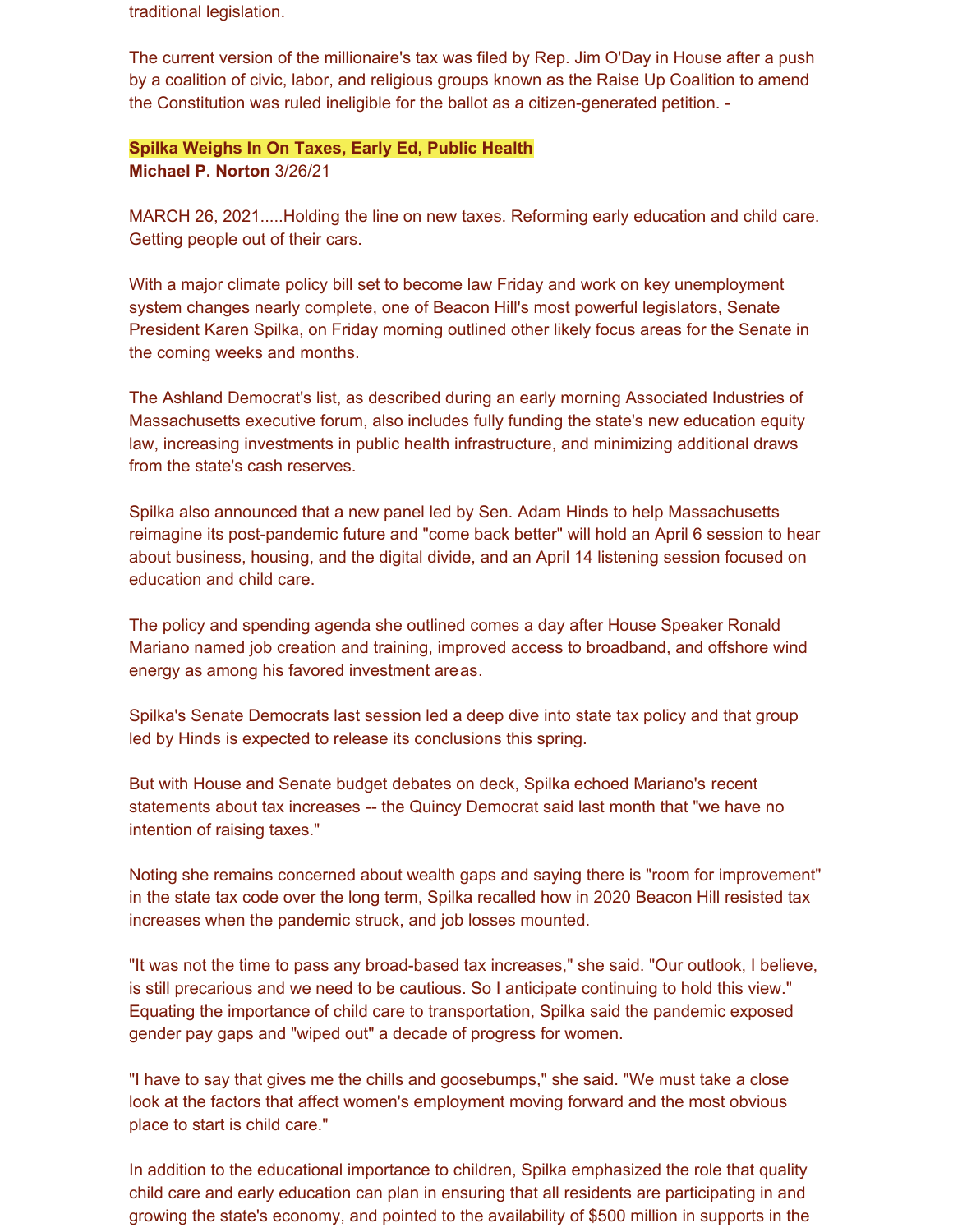traditional legislation.

The current version of the millionaire's tax was filed by Rep. Jim O'Day in House after a push by a coalition of civic, labor, and religious groups known as the Raise Up Coalition to amend the Constitution was ruled ineligible for the ballot as a citizen-generated petition. -

## Spilka Weighs In On Taxes, Early Ed, Public Health

**Michael P. Norton** 3/26/21

MARCH 26, 2021.....Holding the line on new taxes. Reforming early education and child care. Getting people out of their cars.

With a major climate policy bill set to become law Friday and work on key unemployment system changes nearly complete, one of Beacon Hill's most powerful legislators, Senate President Karen Spilka, on Friday morning outlined other likely focus areas for the Senate in the coming weeks and months.

The Ashland Democrat's list, as described during an early morning Associated Industries of Massachusetts executive forum, also includes fully funding the state's new education equity law, increasing investments in public health infrastructure, and minimizing additional draws from the state's cash reserves.

Spilka also announced that a new panel led by Sen. Adam Hinds to help Massachusetts reimagine its post-pandemic future and "come back better" will hold an April 6 session to hear about business, housing, and the digital divide, and an April 14 listening session focused on education and child care.

The policy and spending agenda she outlined comes a day after House Speaker Ronald Mariano named job creation and training, improved access to broadband, and offshore wind energy as among his favored investment areas.

Spilka's Senate Democrats last session led a deep dive into state tax policy and that group led by Hinds is expected to release its conclusions this spring.

But with House and Senate budget debates on deck, Spilka echoed Mariano's recent statements about tax increases -- the Quincy Democrat said last month that "we have no intention of raising taxes."

Noting she remains concerned about wealth gaps and saying there is "room for improvement" in the state tax code over the long term, Spilka recalled how in 2020 Beacon Hill resisted tax increases when the pandemic struck, and job losses mounted.

"It was not the time to pass any broad-based tax increases," she said. "Our outlook, I believe, is still precarious and we need to be cautious. So I anticipate continuing to hold this view." Equating the importance of child care to transportation, Spilka said the pandemic exposed gender pay gaps and "wiped out" a decade of progress for women.

"I have to say that gives me the chills and goosebumps," she said. "We must take a close look at the factors that affect women's employment moving forward and the most obvious place to start is child care."

In addition to the educational importance to children, Spilka emphasized the role that quality child care and early education can plan in ensuring that all residents are participating in and growing the state's economy, and pointed to the availability of $500 million in supports in the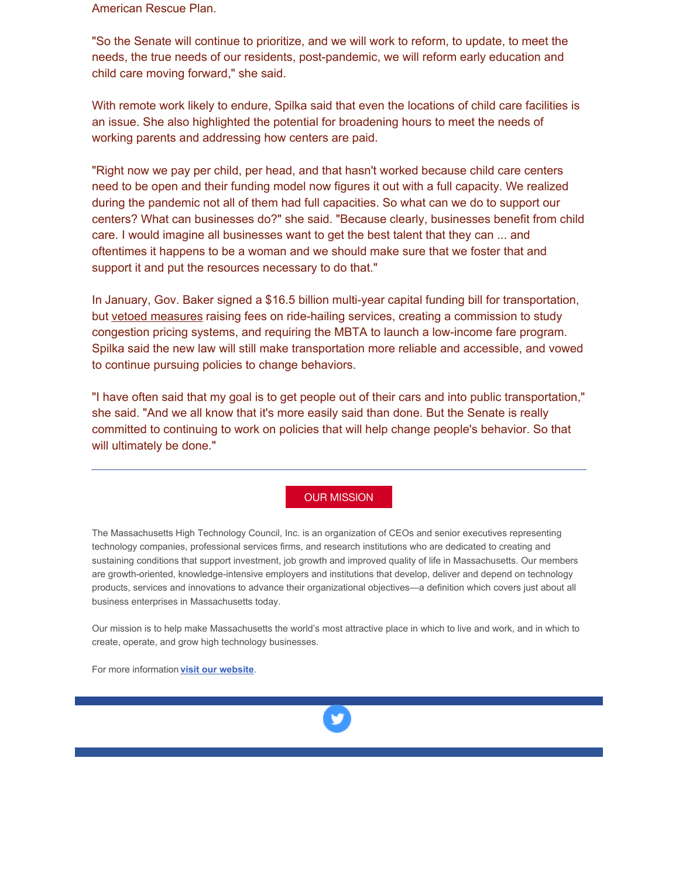American Rescue Plan.

"So the Senate will continue to prioritize, and we will work to reform, to update, to meet the needs, the true needs of our residents, post-pandemic, we will reform early education and child care moving forward," she said.

With remote work likely to endure, Spilka said that even the locations of child care facilities is an issue. She also highlighted the potential for broadening hours to meet the needs of working parents and addressing how centers are paid.

"Right now we pay per child, per head, and that hasn't worked because child care centers need to be open and their funding model now figures it out with a full capacity. We realized during the pandemic not all of them had full capacities. So what can we do to support our centers? What can businesses do?" she said. "Because clearly, businesses benefit from child care. I would imagine all businesses want to get the best talent that they can ... and oftentimes it happens to be a woman and we should make sure that we foster that and support it and put the resources necessary to do that."

In January, Gov. Baker signed a $16.5 billion multi-year capital funding bill for transportation, but vetoed measures raising fees on ride-hailing services, creating a commission to study congestion pricing systems, and requiring the MBTA to launch a low-income fare program. Spilka said the new law will still make transportation more reliable and accessible, and vowed to continue pursuing policies to change behaviors.

"I have often said that my goal is to get people out of their cars and into public transportation," she said. "And we all know that it's more easily said than done. But the Senate is really committed to continuing to work on policies that will help change people's behavior. So that will ultimately be done."

---

## OUR MISSION

The Massachusetts High Technology Council, Inc. is an organization of CEOs and senior executives representing technology companies, professional services firms, and research institutions who are dedicated to creating and sustaining conditions that support investment, job growth and improved quality of life in Massachusetts. Our members are growth-oriented, knowledge-intensive employers and institutions that develop, deliver and depend on technology products, services and innovations to advance their organizational objectives—a definition which covers just about all business enterprises in Massachusetts today.

Our mission is to help make Massachusetts the world's most attractive place in which to live and work, and in which to create, operate, and grow high technology businesses.

For more information **visit our website**.